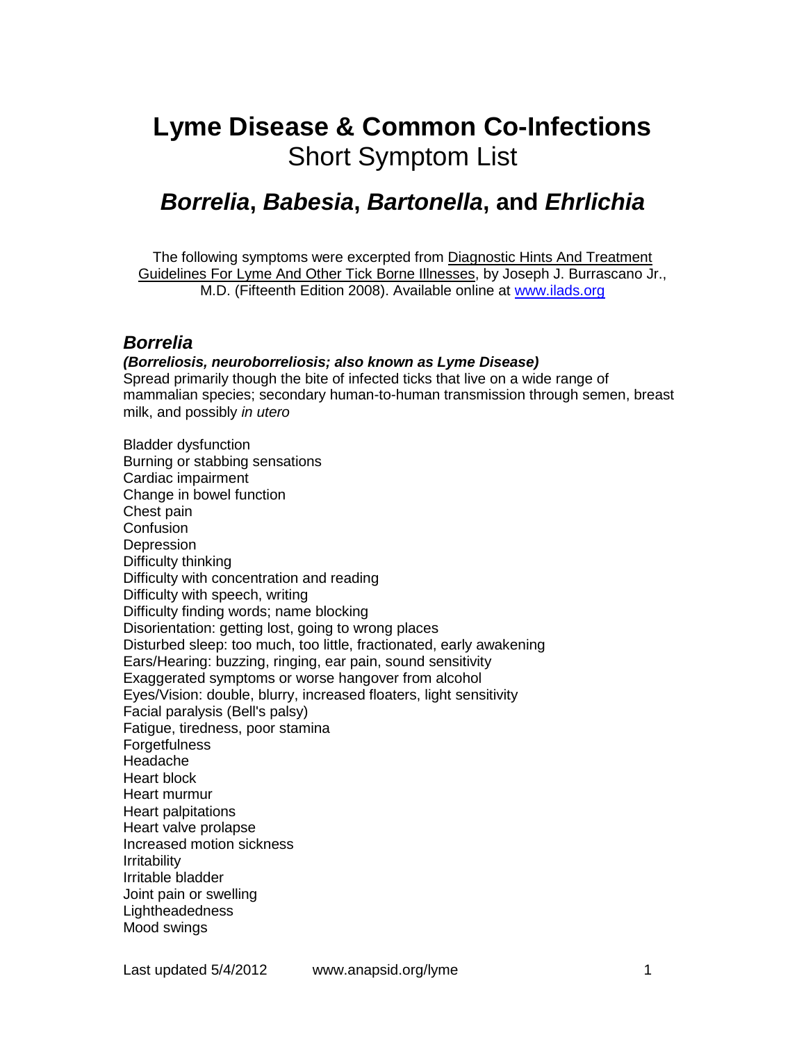# Lyme Disease & Common Co-Infections
## Short Symptom List

## ***Borrelia*, *Babesia*, *Bartonella*, and *Ehrlichia***

The following symptoms were excerpted from Diagnostic Hints And Treatment Guidelines For Lyme And Other Tick Borne Illnesses, by Joseph J. Burrascano Jr., M.D. (Fifteenth Edition 2008). Available online at [www.ilads.org](http://www.ilads.org)

### *Borrelia*

***(Borreliosis, neuroborreliosis; also known as Lyme Disease)***

Spread primarily though the bite of infected ticks that live on a wide range of mammalian species; secondary human-to-human transmission through semen, breast milk, and possibly *in utero*

Bladder dysfunction
Burning or stabbing sensations
Cardiac impairment
Change in bowel function
Chest pain
Confusion
Depression
Difficulty thinking
Difficulty with concentration and reading
Difficulty with speech, writing
Difficulty finding words; name blocking
Disorientation: getting lost, going to wrong places
Disturbed sleep: too much, too little, fractionated, early awakening
Ears/Hearing: buzzing, ringing, ear pain, sound sensitivity
Exaggerated symptoms or worse hangover from alcohol
Eyes/Vision: double, blurry, increased floaters, light sensitivity
Facial paralysis (Bell's palsy)
Fatigue, tiredness, poor stamina
Forgetfulness
Headache
Heart block
Heart murmur
Heart palpitations
Heart valve prolapse
Increased motion sickness
Irritability
Irritable bladder
Joint pain or swelling
Lightheadedness
Mood swings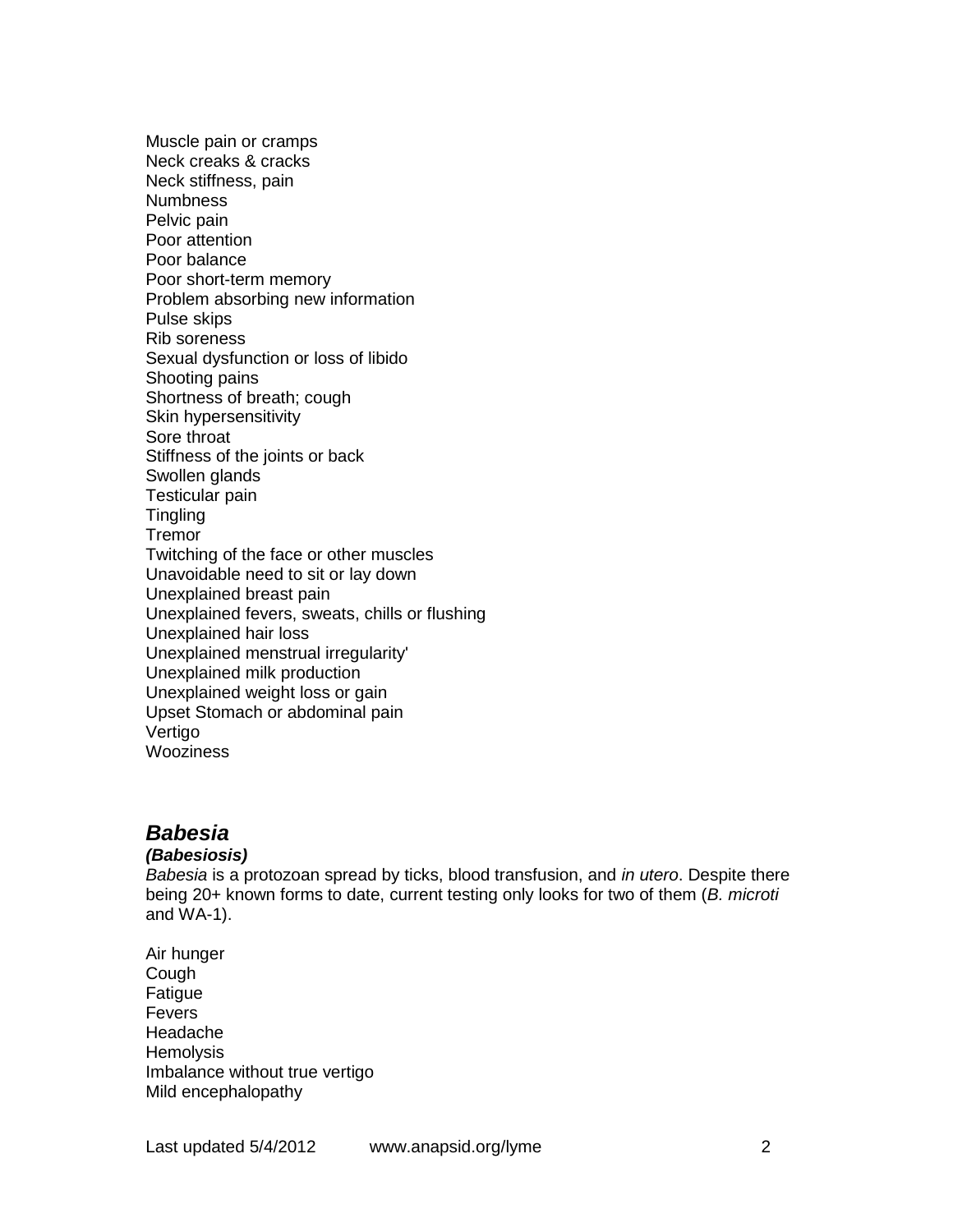Muscle pain or cramps
Neck creaks & cracks
Neck stiffness, pain
Numbness
Pelvic pain
Poor attention
Poor balance
Poor short-term memory
Problem absorbing new information
Pulse skips
Rib soreness
Sexual dysfunction or loss of libido
Shooting pains
Shortness of breath; cough
Skin hypersensitivity
Sore throat
Stiffness of the joints or back
Swollen glands
Testicular pain
Tingling
Tremor
Twitching of the face or other muscles
Unavoidable need to sit or lay down
Unexplained breast pain
Unexplained fevers, sweats, chills or flushing
Unexplained hair loss
Unexplained menstrual irregularity'
Unexplained milk production
Unexplained weight loss or gain
Upset Stomach or abdominal pain
Vertigo
Wooziness

## *Babesia*

***(Babesiosis)***

*Babesia* is a protozoan spread by ticks, blood transfusion, and *in utero*. Despite there being 20+ known forms to date, current testing only looks for two of them (*B. microti* and WA-1).

Air hunger
Cough
Fatigue
Fevers
Headache
Hemolysis
Imbalance without true vertigo
Mild encephalopathy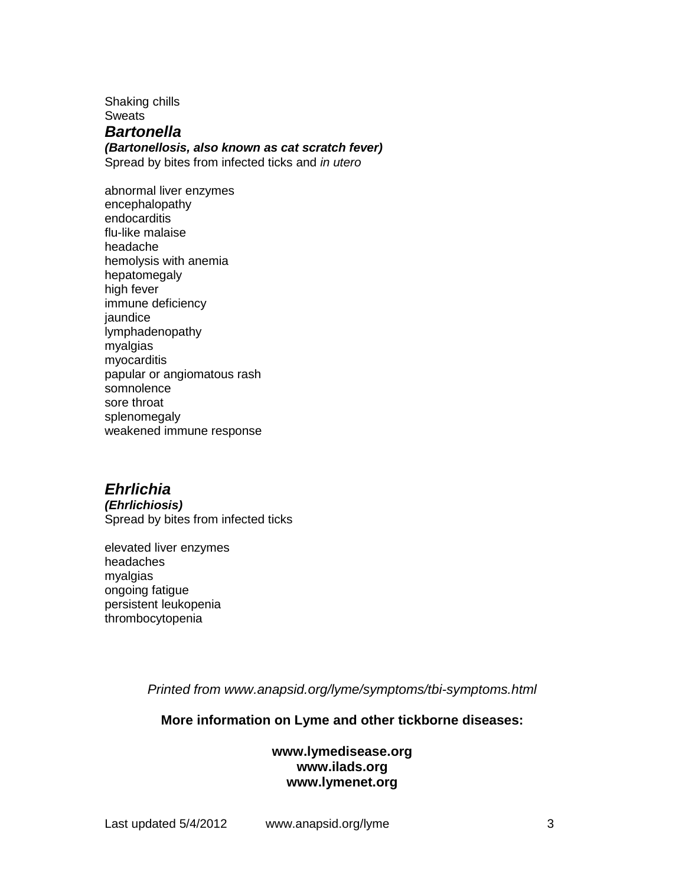Shaking chills
Sweats

### *Bartonella*

***(Bartonellosis, also known as cat scratch fever)***

Spread by bites from infected ticks and *in utero*

abnormal liver enzymes
encephalopathy
endocarditis
flu-like malaise
headache
hemolysis with anemia
hepatomegaly
high fever
immune deficiency
jaundice
lymphadenopathy
myalgias
myocarditis
papular or angiomatous rash
somnolence
sore throat
splenomegaly
weakened immune response

### *Ehrlichia*

***(Ehrlichiosis)***

Spread by bites from infected ticks

elevated liver enzymes
headaches
myalgias
ongoing fatigue
persistent leukopenia
thrombocytopenia

*Printed from www.anapsid.org/lyme/symptoms/tbi-symptoms.html*

**More information on Lyme and other tickborne diseases:**

**www.lymedisease.org**
**www.ilads.org**
**www.lymenet.org**